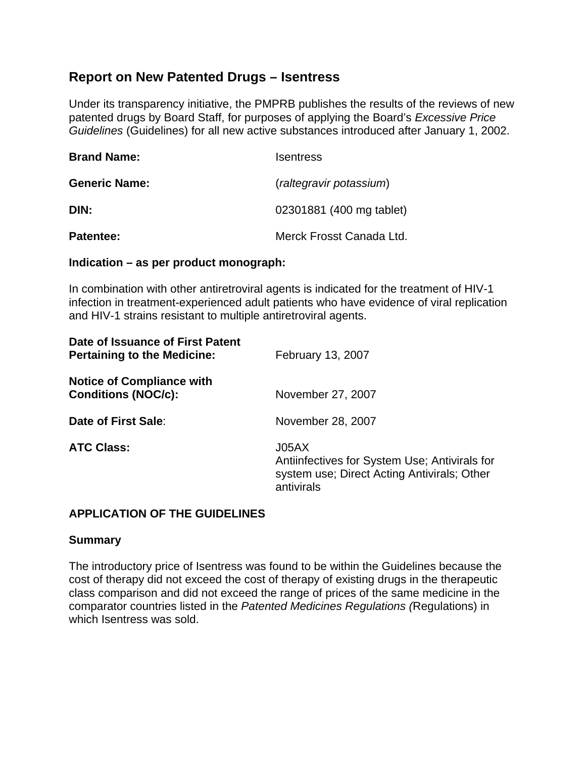# Report on New Patented Drugs – Isentress

Under its transparency initiative, the PMPRB publishes the results of the reviews of new patented drugs by Board Staff, for purposes of applying the Board's *Excessive Price Guidelines* (Guidelines) for all new active substances introduced after January 1, 2002.

**Brand Name:** Isentress

**Generic Name:** (*raltegravir potassium*)

**DIN:** 02301881 (400 mg tablet)

**Patentee:** Merck Frosst Canada Ltd.

**Indication – as per product monograph:**

In combination with other antiretroviral agents is indicated for the treatment of HIV-1 infection in treatment-experienced adult patients who have evidence of viral replication and HIV-1 strains resistant to multiple antiretroviral agents.

**Date of Issuance of First Patent Pertaining to the Medicine:** February 13, 2007

**Notice of Compliance with Conditions (NOC/c):** November 27, 2007

**Date of First Sale**: November 28, 2007

**ATC Class:** J05AX
Antiinfectives for System Use; Antivirals for system use; Direct Acting Antivirals; Other antivirals

## APPLICATION OF THE GUIDELINES

### Summary

The introductory price of Isentress was found to be within the Guidelines because the cost of therapy did not exceed the cost of therapy of existing drugs in the therapeutic class comparison and did not exceed the range of prices of the same medicine in the comparator countries listed in the *Patented Medicines Regulations (*Regulations) in which Isentress was sold.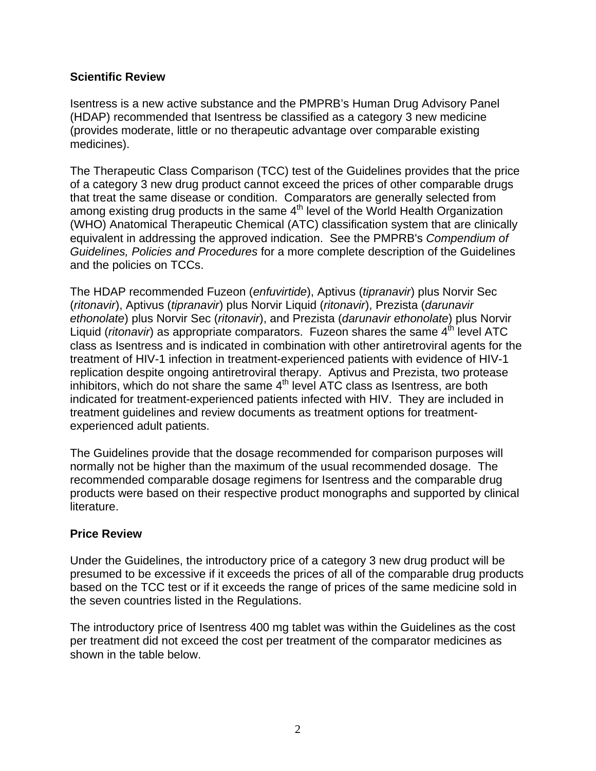## Scientific Review

Isentress is a new active substance and the PMPRB's Human Drug Advisory Panel (HDAP) recommended that Isentress be classified as a category 3 new medicine (provides moderate, little or no therapeutic advantage over comparable existing medicines).

The Therapeutic Class Comparison (TCC) test of the Guidelines provides that the price of a category 3 new drug product cannot exceed the prices of other comparable drugs that treat the same disease or condition. Comparators are generally selected from among existing drug products in the same 4th level of the World Health Organization (WHO) Anatomical Therapeutic Chemical (ATC) classification system that are clinically equivalent in addressing the approved indication. See the PMPRB's *Compendium of Guidelines, Policies and Procedures* for a more complete description of the Guidelines and the policies on TCCs.

The HDAP recommended Fuzeon (*enfuvirtide*), Aptivus (*tipranavir*) plus Norvir Sec (*ritonavir*), Aptivus (*tipranavir*) plus Norvir Liquid (*ritonavir*), Prezista (*darunavir ethonolate*) plus Norvir Sec (*ritonavir*), and Prezista (*darunavir ethonolate*) plus Norvir Liquid (*ritonavir*) as appropriate comparators. Fuzeon shares the same 4th level ATC class as Isentress and is indicated in combination with other antiretroviral agents for the treatment of HIV-1 infection in treatment-experienced patients with evidence of HIV-1 replication despite ongoing antiretroviral therapy. Aptivus and Prezista, two protease inhibitors, which do not share the same 4th level ATC class as Isentress, are both indicated for treatment-experienced patients infected with HIV. They are included in treatment guidelines and review documents as treatment options for treatment-experienced adult patients.

The Guidelines provide that the dosage recommended for comparison purposes will normally not be higher than the maximum of the usual recommended dosage. The recommended comparable dosage regimens for Isentress and the comparable drug products were based on their respective product monographs and supported by clinical literature.

## Price Review

Under the Guidelines, the introductory price of a category 3 new drug product will be presumed to be excessive if it exceeds the prices of all of the comparable drug products based on the TCC test or if it exceeds the range of prices of the same medicine sold in the seven countries listed in the Regulations.

The introductory price of Isentress 400 mg tablet was within the Guidelines as the cost per treatment did not exceed the cost per treatment of the comparator medicines as shown in the table below.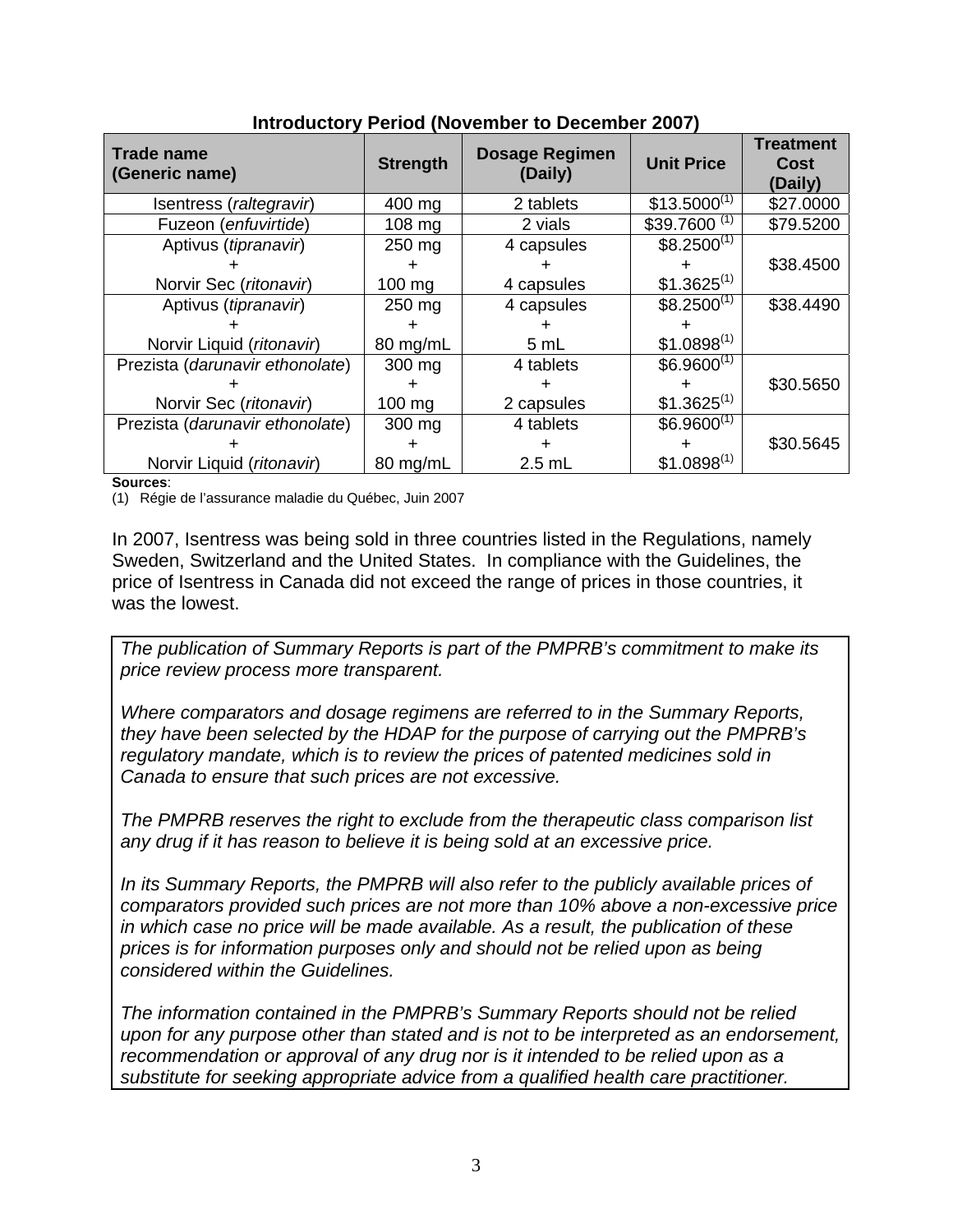**Introductory Period (November to December 2007)**

| Trade name (Generic name) | Strength | Dosage Regimen (Daily) | Unit Price | Treatment Cost (Daily) |
|---|---|---|---|---|
| Isentress (*raltegravir*) | 400 mg | 2 tablets | \$13.5000[1] | \$27.0000 |
| Fuzeon (*enfuvirtide*) | 108 mg | 2 vials | \$39.7600 [1] | \$79.5200 |
| Aptivus (*tipranavir*) + Norvir Sec (*ritonavir*) | 250 mg + 100 mg | 4 capsules + 4 capsules | \$8.2500[1] + \$1.3625[1] | \$38.4500 |
| Aptivus (*tipranavir*) + Norvir Liquid (*ritonavir*) | 250 mg + 80 mg/mL | 4 capsules + 5 mL | \$8.2500[1] + \$1.0898[1] | \$38.4490 |
| Prezista (*darunavir ethonolate*) + Norvir Sec (*ritonavir*) | 300 mg + 100 mg | 4 tablets + 2 capsules | \$6.9600[1] + \$1.3625[1] | \$30.5650 |
| Prezista (*darunavir ethonolate*) + Norvir Liquid (*ritonavir*) | 300 mg + 80 mg/mL | 4 tablets + 2.5 mL | \$6.9600[1] + \$1.0898[1] | \$30.5645 |

**Sources**:
(1) Régie de l'assurance maladie du Québec, Juin 2007

In 2007, Isentress was being sold in three countries listed in the Regulations, namely Sweden, Switzerland and the United States. In compliance with the Guidelines, the price of Isentress in Canada did not exceed the range of prices in those countries, it was the lowest.

*The publication of Summary Reports is part of the PMPRB's commitment to make its price review process more transparent.*

*Where comparators and dosage regimens are referred to in the Summary Reports, they have been selected by the HDAP for the purpose of carrying out the PMPRB's regulatory mandate, which is to review the prices of patented medicines sold in Canada to ensure that such prices are not excessive.*

*The PMPRB reserves the right to exclude from the therapeutic class comparison list any drug if it has reason to believe it is being sold at an excessive price.*

*In its Summary Reports, the PMPRB will also refer to the publicly available prices of comparators provided such prices are not more than 10% above a non-excessive price in which case no price will be made available. As a result, the publication of these prices is for information purposes only and should not be relied upon as being considered within the Guidelines.*

*The information contained in the PMPRB's Summary Reports should not be relied upon for any purpose other than stated and is not to be interpreted as an endorsement, recommendation or approval of any drug nor is it intended to be relied upon as a substitute for seeking appropriate advice from a qualified health care practitioner.*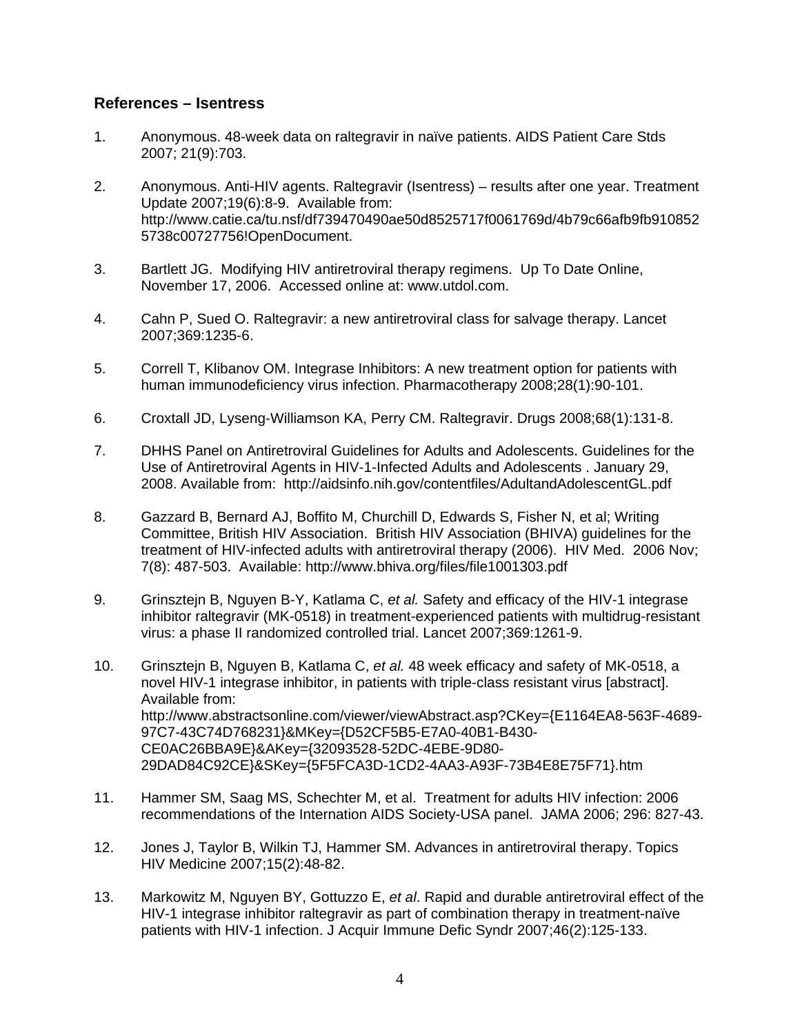**References – Isentress**

1. Anonymous. 48-week data on raltegravir in naïve patients. AIDS Patient Care Stds 2007; 21(9):703.

2. Anonymous. Anti-HIV agents. Raltegravir (Isentress) – results after one year. Treatment Update 2007;19(6):8-9. Available from: http://www.catie.ca/tu.nsf/df739470490ae50d8525717f0061769d/4b79c66afb9fb9108525738c00727756!OpenDocument.

3. Bartlett JG. Modifying HIV antiretroviral therapy regimens. Up To Date Online, November 17, 2006. Accessed online at: www.utdol.com.

4. Cahn P, Sued O. Raltegravir: a new antiretroviral class for salvage therapy. Lancet 2007;369:1235-6.

5. Correll T, Klibanov OM. Integrase Inhibitors: A new treatment option for patients with human immunodeficiency virus infection. Pharmacotherapy 2008;28(1):90-101.

6. Croxtall JD, Lyseng-Williamson KA, Perry CM. Raltegravir. Drugs 2008;68(1):131-8.

7. DHHS Panel on Antiretroviral Guidelines for Adults and Adolescents. Guidelines for the Use of Antiretroviral Agents in HIV-1-Infected Adults and Adolescents . January 29, 2008. Available from: http://aidsinfo.nih.gov/contentfiles/AdultandAdolescentGL.pdf

8. Gazzard B, Bernard AJ, Boffito M, Churchill D, Edwards S, Fisher N, et al; Writing Committee, British HIV Association. British HIV Association (BHIVA) guidelines for the treatment of HIV-infected adults with antiretroviral therapy (2006). HIV Med. 2006 Nov; 7(8): 487-503. Available: http://www.bhiva.org/files/file1001303.pdf

9. Grinsztejn B, Nguyen B-Y, Katlama C, *et al.* Safety and efficacy of the HIV-1 integrase inhibitor raltegravir (MK-0518) in treatment-experienced patients with multidrug-resistant virus: a phase II randomized controlled trial. Lancet 2007;369:1261-9.

10. Grinsztejn B, Nguyen B, Katlama C, *et al.* 48 week efficacy and safety of MK-0518, a novel HIV-1 integrase inhibitor, in patients with triple-class resistant virus [abstract]. Available from: http://www.abstractsonline.com/viewer/viewAbstract.asp?CKey={E1164EA8-563F-4689-97C7-43C74D768231}&MKey={D52CF5B5-E7A0-40B1-B430-CE0AC26BBA9E}&AKey={32093528-52DC-4EBE-9D80-29DAD84C92CE}&SKey={5F5FCA3D-1CD2-4AA3-A93F-73B4E8E75F71}.htm

11. Hammer SM, Saag MS, Schechter M, et al. Treatment for adults HIV infection: 2006 recommendations of the Internation AIDS Society-USA panel. JAMA 2006; 296: 827-43.

12. Jones J, Taylor B, Wilkin TJ, Hammer SM. Advances in antiretroviral therapy. Topics HIV Medicine 2007;15(2):48-82.

13. Markowitz M, Nguyen BY, Gottuzzo E, *et al*. Rapid and durable antiretroviral effect of the HIV-1 integrase inhibitor raltegravir as part of combination therapy in treatment-naïve patients with HIV-1 infection. J Acquir Immune Defic Syndr 2007;46(2):125-133.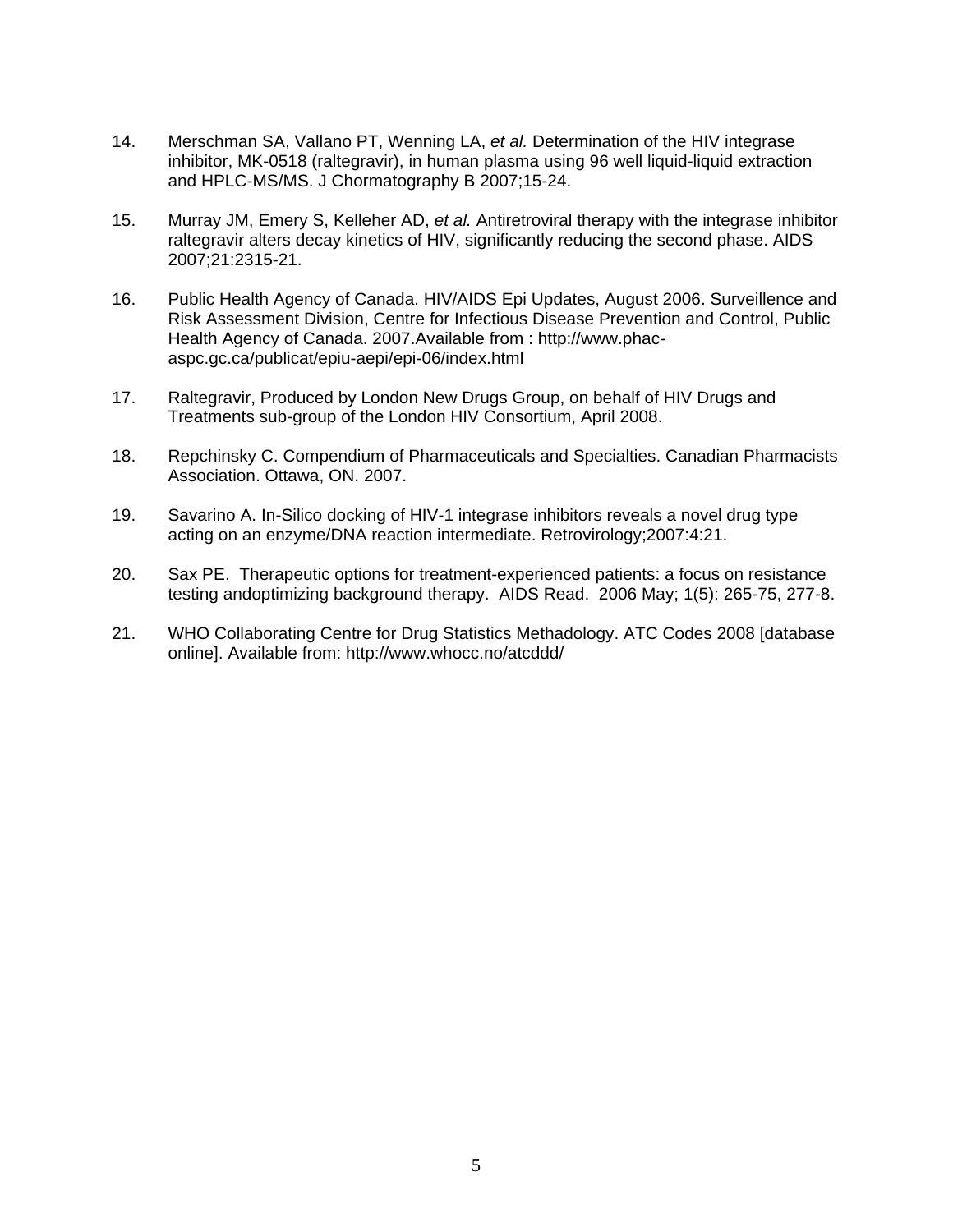14. Merschman SA, Vallano PT, Wenning LA, *et al.* Determination of the HIV integrase inhibitor, MK-0518 (raltegravir), in human plasma using 96 well liquid-liquid extraction and HPLC-MS/MS. J Chormatography B 2007;15-24.

15. Murray JM, Emery S, Kelleher AD, *et al.* Antiretroviral therapy with the integrase inhibitor raltegravir alters decay kinetics of HIV, significantly reducing the second phase. AIDS 2007;21:2315-21.

16. Public Health Agency of Canada. HIV/AIDS Epi Updates, August 2006. Surveillence and Risk Assessment Division, Centre for Infectious Disease Prevention and Control, Public Health Agency of Canada. 2007.Available from : http://www.phac-aspc.gc.ca/publicat/epiu-aepi/epi-06/index.html

17. Raltegravir, Produced by London New Drugs Group, on behalf of HIV Drugs and Treatments sub-group of the London HIV Consortium, April 2008.

18. Repchinsky C. Compendium of Pharmaceuticals and Specialties. Canadian Pharmacists Association. Ottawa, ON. 2007.

19. Savarino A. In-Silico docking of HIV-1 integrase inhibitors reveals a novel drug type acting on an enzyme/DNA reaction intermediate. Retrovirology;2007:4:21.

20. Sax PE. Therapeutic options for treatment-experienced patients: a focus on resistance testing andoptimizing background therapy. AIDS Read. 2006 May; 1(5): 265-75, 277-8.

21. WHO Collaborating Centre for Drug Statistics Methadology. ATC Codes 2008 [database online]. Available from: http://www.whocc.no/atcddd/